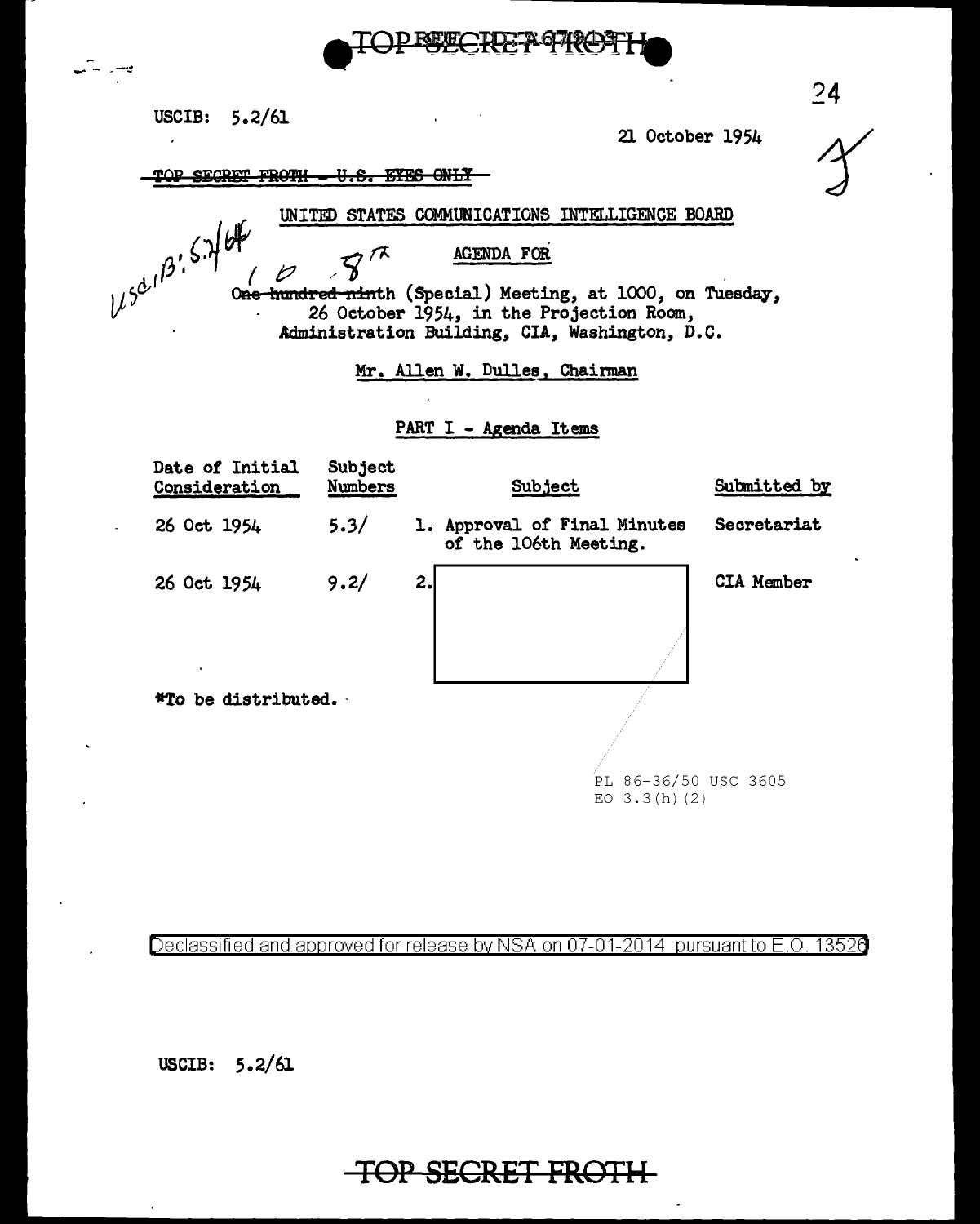USCIB: 5.2/61

21 October 1954

~~TOP SECRET FROTH - U.S. EYES ONLY~~

USCIB: 5.2/64

UNITED STATES COMMUNICATIONS INTELLIGENCE BOARD

AGENDA FOR

~~One hundred ninth~~ 108th (Special) Meeting, at 1000, on Tuesday, 26 October 1954, in the Projection Room, Administration Building, CIA, Washington, D.C.

Mr. Allen W. Dulles, Chairman

PART I - Agenda Items

| Date of Initial Consideration | Subject Numbers | Subject | Submitted by |
|---|---|---|---|
| 26 Oct 1954 | 5.3/ | 1. Approval of Final Minutes of the 106th Meeting. | Secretariat |
| 26 Oct 1954 | 9.2/ | 2. [redacted] | CIA Member |

*To be distributed.

PL 86-36/50 USC 3605
EO 3.3(h)(2)

Declassified and approved for release by NSA on 07-01-2014 pursuant to E.O. 13526

USCIB: 5.2/61

~~TOP SECRET FROTH~~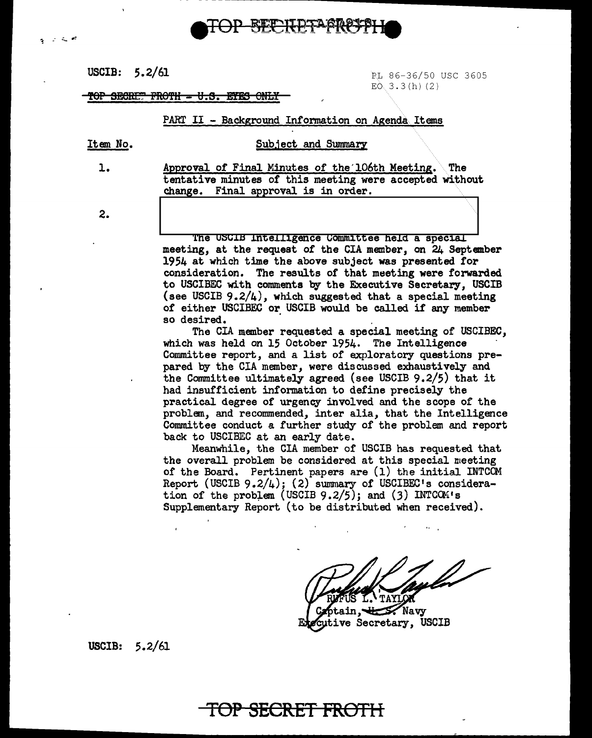USCIB: 5.2/61

PL 86-36/50 USC 3605
EO 3.3(h)(2)

~~TOP SECRET FROTH - U.S. EYES ONLY~~

PART II - Background Information on Agenda Items

| Item No. | Subject and Summary |
| --- | --- |
| 1. | Approval of Final Minutes of the 106th Meeting. The tentative minutes of this meeting were accepted without change. Final approval is in order. |
| 2. | [redacted] |

The USCIB Intelligence Committee held a special meeting, at the request of the CIA member, on 24 September 1954 at which time the above subject was presented for consideration. The results of that meeting were forwarded to USCIBEC with comments by the Executive Secretary, USCIB (see USCIB 9.2/4), which suggested that a special meeting of either USCIBEC or USCIB would be called if any member so desired.

The CIA member requested a special meeting of USCIBEC, which was held on 15 October 1954. The Intelligence Committee report, and a list of exploratory questions prepared by the CIA member, were discussed exhaustively and the Committee ultimately agreed (see USCIB 9.2/5) that it had insufficient information to define precisely the practical degree of urgency involved and the scope of the problem, and recommended, inter alia, that the Intelligence Committee conduct a further study of the problem and report back to USCIBEC at an early date.

Meanwhile, the CIA member of USCIB has requested that the overall problem be considered at this special meeting of the Board. Pertinent papers are (1) the initial INTCOM Report (USCIB 9.2/4); (2) summary of USCIBEC's consideration of the problem (USCIB 9.2/5); and (3) INTCOM's Supplementary Report (to be distributed when received).

RUFUS L. TAYLOR
Captain, ~~U. S.~~ Navy
Executive Secretary, USCIB

USCIB: 5.2/61

TOP SECRET FROTH